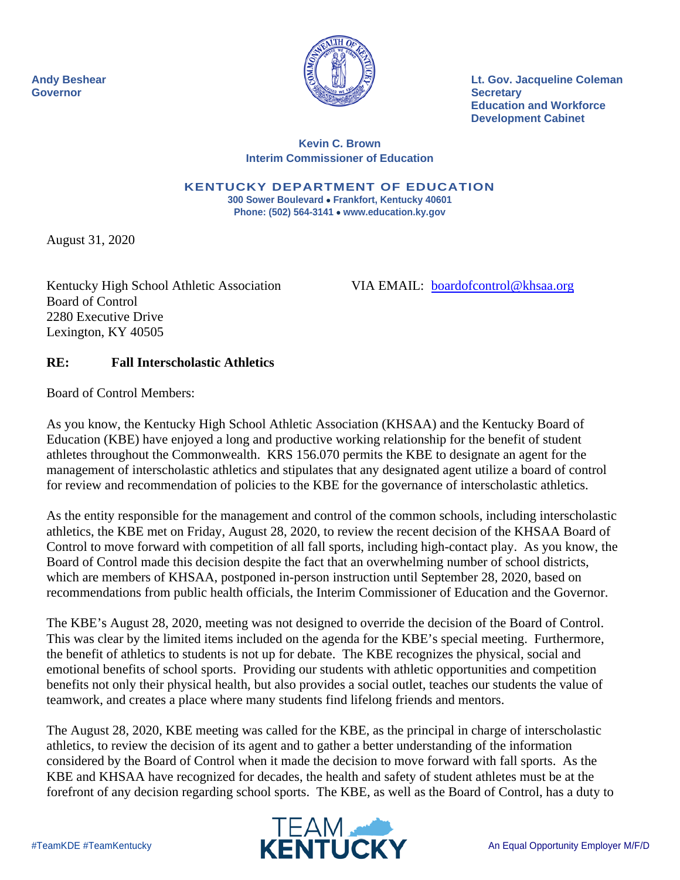Andy Beshear
Governor

Lt. Gov. Jacqueline Coleman
Secretary
Education and Workforce
Development Cabinet

**Kevin C. Brown**
**Interim Commissioner of Education**

**KENTUCKY DEPARTMENT OF EDUCATION**
**300 Sower Boulevard • Frankfort, Kentucky 40601**
**Phone: (502) 564-3141 • www.education.ky.gov**

August 31, 2020

Kentucky High School Athletic Association
Board of Control
2280 Executive Drive
Lexington, KY 40505

VIA EMAIL: boardofcontrol@khsaa.org

**RE: Fall Interscholastic Athletics**

Board of Control Members:

As you know, the Kentucky High School Athletic Association (KHSAA) and the Kentucky Board of Education (KBE) have enjoyed a long and productive working relationship for the benefit of student athletes throughout the Commonwealth. KRS 156.070 permits the KBE to designate an agent for the management of interscholastic athletics and stipulates that any designated agent utilize a board of control for review and recommendation of policies to the KBE for the governance of interscholastic athletics.

As the entity responsible for the management and control of the common schools, including interscholastic athletics, the KBE met on Friday, August 28, 2020, to review the recent decision of the KHSAA Board of Control to move forward with competition of all fall sports, including high-contact play. As you know, the Board of Control made this decision despite the fact that an overwhelming number of school districts, which are members of KHSAA, postponed in-person instruction until September 28, 2020, based on recommendations from public health officials, the Interim Commissioner of Education and the Governor.

The KBE's August 28, 2020, meeting was not designed to override the decision of the Board of Control. This was clear by the limited items included on the agenda for the KBE's special meeting. Furthermore, the benefit of athletics to students is not up for debate. The KBE recognizes the physical, social and emotional benefits of school sports. Providing our students with athletic opportunities and competition benefits not only their physical health, but also provides a social outlet, teaches our students the value of teamwork, and creates a place where many students find lifelong friends and mentors.

The August 28, 2020, KBE meeting was called for the KBE, as the principal in charge of interscholastic athletics, to review the decision of its agent and to gather a better understanding of the information considered by the Board of Control when it made the decision to move forward with fall sports. As the KBE and KHSAA have recognized for decades, the health and safety of student athletes must be at the forefront of any decision regarding school sports. The KBE, as well as the Board of Control, has a duty to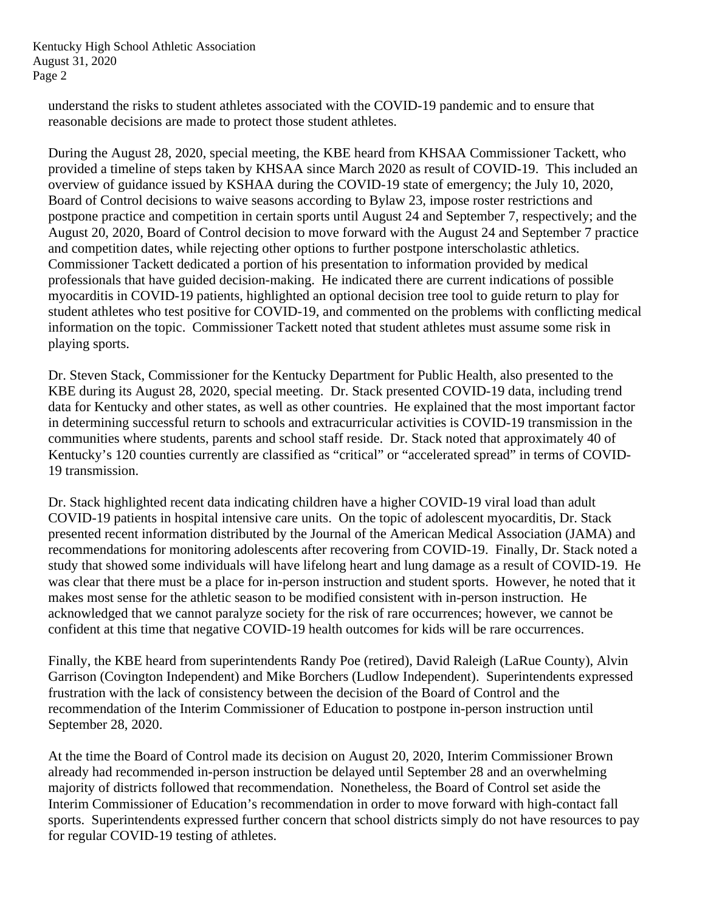understand the risks to student athletes associated with the COVID-19 pandemic and to ensure that reasonable decisions are made to protect those student athletes.

During the August 28, 2020, special meeting, the KBE heard from KHSAA Commissioner Tackett, who provided a timeline of steps taken by KHSAA since March 2020 as result of COVID-19. This included an overview of guidance issued by KSHAA during the COVID-19 state of emergency; the July 10, 2020, Board of Control decisions to waive seasons according to Bylaw 23, impose roster restrictions and postpone practice and competition in certain sports until August 24 and September 7, respectively; and the August 20, 2020, Board of Control decision to move forward with the August 24 and September 7 practice and competition dates, while rejecting other options to further postpone interscholastic athletics. Commissioner Tackett dedicated a portion of his presentation to information provided by medical professionals that have guided decision-making. He indicated there are current indications of possible myocarditis in COVID-19 patients, highlighted an optional decision tree tool to guide return to play for student athletes who test positive for COVID-19, and commented on the problems with conflicting medical information on the topic. Commissioner Tackett noted that student athletes must assume some risk in playing sports.

Dr. Steven Stack, Commissioner for the Kentucky Department for Public Health, also presented to the KBE during its August 28, 2020, special meeting. Dr. Stack presented COVID-19 data, including trend data for Kentucky and other states, as well as other countries. He explained that the most important factor in determining successful return to schools and extracurricular activities is COVID-19 transmission in the communities where students, parents and school staff reside. Dr. Stack noted that approximately 40 of Kentucky's 120 counties currently are classified as "critical" or "accelerated spread" in terms of COVID-19 transmission.

Dr. Stack highlighted recent data indicating children have a higher COVID-19 viral load than adult COVID-19 patients in hospital intensive care units. On the topic of adolescent myocarditis, Dr. Stack presented recent information distributed by the Journal of the American Medical Association (JAMA) and recommendations for monitoring adolescents after recovering from COVID-19. Finally, Dr. Stack noted a study that showed some individuals will have lifelong heart and lung damage as a result of COVID-19. He was clear that there must be a place for in-person instruction and student sports. However, he noted that it makes most sense for the athletic season to be modified consistent with in-person instruction. He acknowledged that we cannot paralyze society for the risk of rare occurrences; however, we cannot be confident at this time that negative COVID-19 health outcomes for kids will be rare occurrences.

Finally, the KBE heard from superintendents Randy Poe (retired), David Raleigh (LaRue County), Alvin Garrison (Covington Independent) and Mike Borchers (Ludlow Independent). Superintendents expressed frustration with the lack of consistency between the decision of the Board of Control and the recommendation of the Interim Commissioner of Education to postpone in-person instruction until September 28, 2020.

At the time the Board of Control made its decision on August 20, 2020, Interim Commissioner Brown already had recommended in-person instruction be delayed until September 28 and an overwhelming majority of districts followed that recommendation. Nonetheless, the Board of Control set aside the Interim Commissioner of Education's recommendation in order to move forward with high-contact fall sports. Superintendents expressed further concern that school districts simply do not have resources to pay for regular COVID-19 testing of athletes.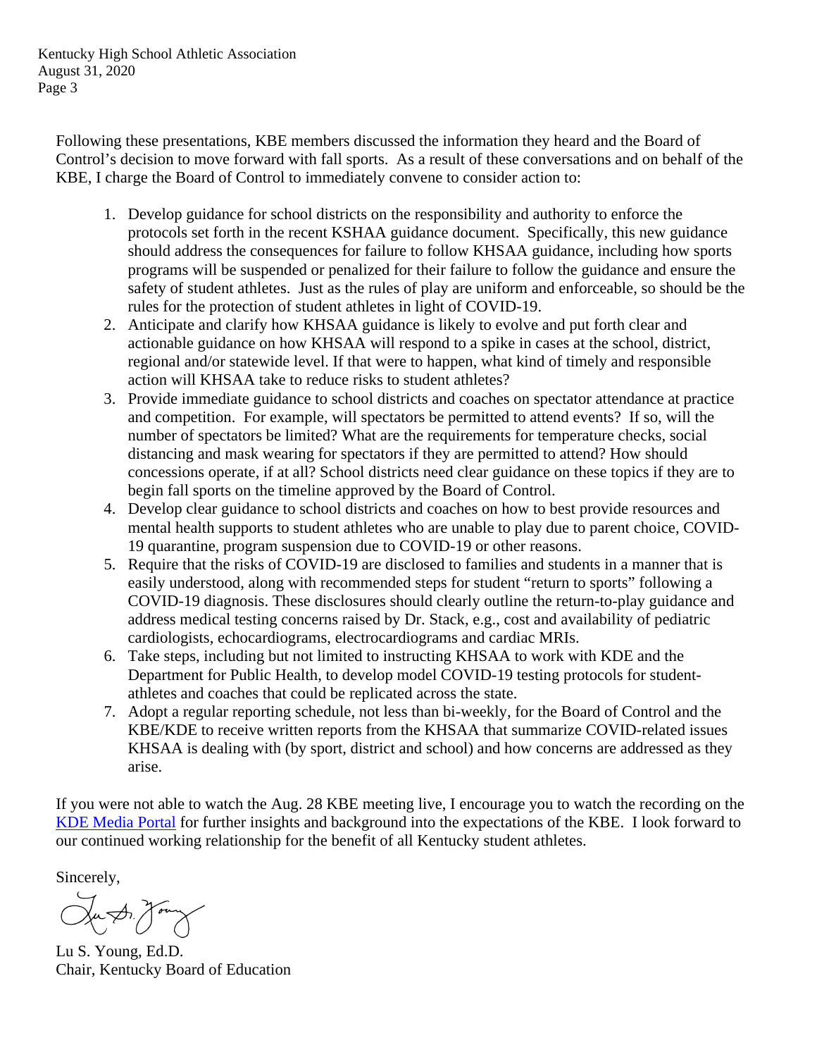Following these presentations, KBE members discussed the information they heard and the Board of Control's decision to move forward with fall sports. As a result of these conversations and on behalf of the KBE, I charge the Board of Control to immediately convene to consider action to:

1. Develop guidance for school districts on the responsibility and authority to enforce the protocols set forth in the recent KSHAA guidance document. Specifically, this new guidance should address the consequences for failure to follow KHSAA guidance, including how sports programs will be suspended or penalized for their failure to follow the guidance and ensure the safety of student athletes. Just as the rules of play are uniform and enforceable, so should be the rules for the protection of student athletes in light of COVID-19.
2. Anticipate and clarify how KHSAA guidance is likely to evolve and put forth clear and actionable guidance on how KHSAA will respond to a spike in cases at the school, district, regional and/or statewide level. If that were to happen, what kind of timely and responsible action will KHSAA take to reduce risks to student athletes?
3. Provide immediate guidance to school districts and coaches on spectator attendance at practice and competition. For example, will spectators be permitted to attend events? If so, will the number of spectators be limited? What are the requirements for temperature checks, social distancing and mask wearing for spectators if they are permitted to attend? How should concessions operate, if at all? School districts need clear guidance on these topics if they are to begin fall sports on the timeline approved by the Board of Control.
4. Develop clear guidance to school districts and coaches on how to best provide resources and mental health supports to student athletes who are unable to play due to parent choice, COVID-19 quarantine, program suspension due to COVID-19 or other reasons.
5. Require that the risks of COVID-19 are disclosed to families and students in a manner that is easily understood, along with recommended steps for student "return to sports" following a COVID-19 diagnosis. These disclosures should clearly outline the return-to-play guidance and address medical testing concerns raised by Dr. Stack, e.g., cost and availability of pediatric cardiologists, echocardiograms, electrocardiograms and cardiac MRIs.
6. Take steps, including but not limited to instructing KHSAA to work with KDE and the Department for Public Health, to develop model COVID-19 testing protocols for student-athletes and coaches that could be replicated across the state.
7. Adopt a regular reporting schedule, not less than bi-weekly, for the Board of Control and the KBE/KDE to receive written reports from the KHSAA that summarize COVID-related issues KHSAA is dealing with (by sport, district and school) and how concerns are addressed as they arise.

If you were not able to watch the Aug. 28 KBE meeting live, I encourage you to watch the recording on the KDE Media Portal for further insights and background into the expectations of the KBE. I look forward to our continued working relationship for the benefit of all Kentucky student athletes.

Sincerely,

Lu S. Young, Ed.D.
Chair, Kentucky Board of Education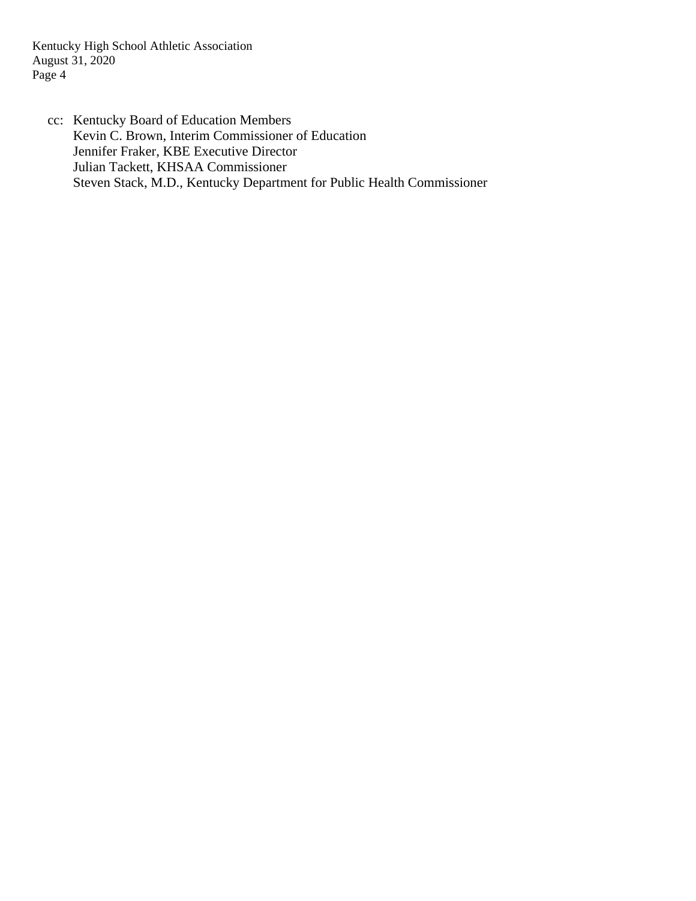cc: Kentucky Board of Education Members
Kevin C. Brown, Interim Commissioner of Education
Jennifer Fraker, KBE Executive Director
Julian Tackett, KHSAA Commissioner
Steven Stack, M.D., Kentucky Department for Public Health Commissioner